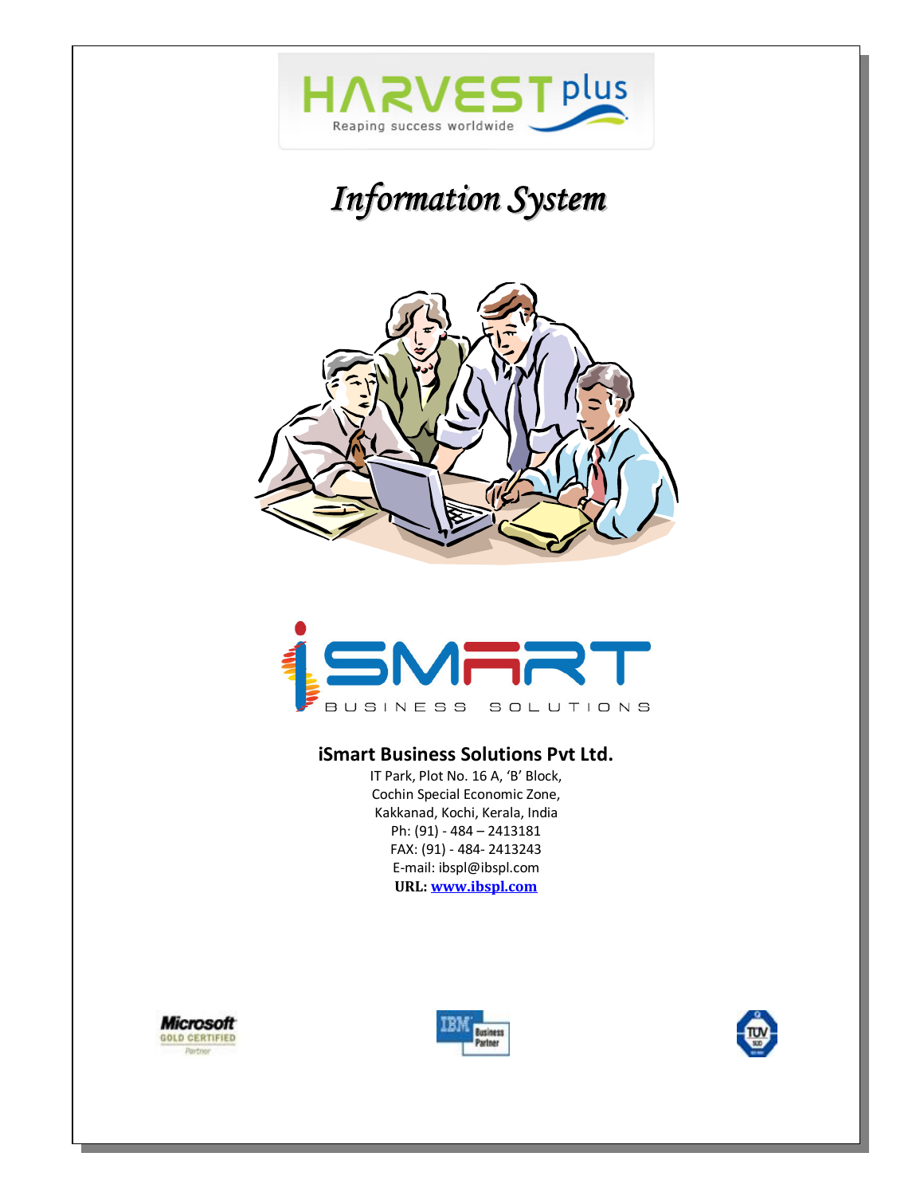HARVEST plus

Reaping success worldwide

# *Information System*

iSMART

BUSINESS SOLUTIONS

**iSmart Business Solutions Pvt Ltd.**

IT Park, Plot No. 16 A, 'B' Block,
Cochin Special Economic Zone,
Kakkanad, Kochi, Kerala, India
Ph: (91) - 484 – 2413181
FAX: (91) - 484- 2413243
E-mail: ibspl@ibspl.com
**URL: [www.ibspl.com](http://www.ibspl.com)**

Microsoft GOLD CERTIFIED Partner

IBM Business Partner

TÜV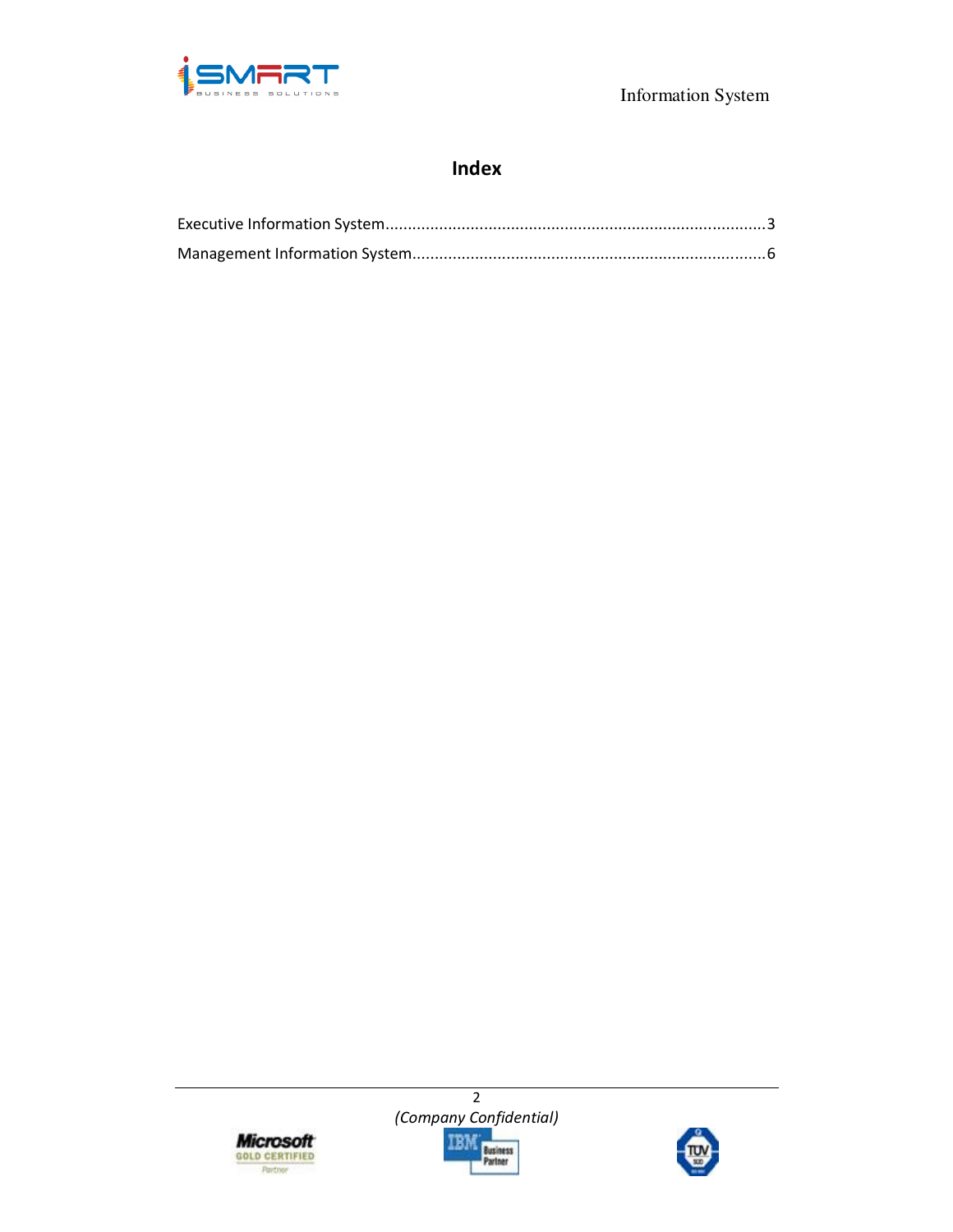# Index

Executive Information System....................................................................................3

Management Information System..............................................................................6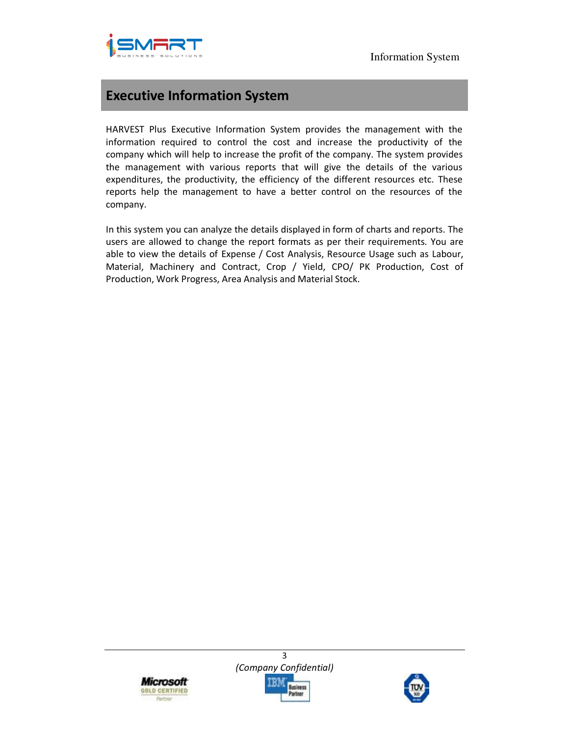# Executive Information System

HARVEST Plus Executive Information System provides the management with the information required to control the cost and increase the productivity of the company which will help to increase the profit of the company. The system provides the management with various reports that will give the details of the various expenditures, the productivity, the efficiency of the different resources etc. These reports help the management to have a better control on the resources of the company.

In this system you can analyze the details displayed in form of charts and reports. The users are allowed to change the report formats as per their requirements. You are able to view the details of Expense / Cost Analysis, Resource Usage such as Labour, Material, Machinery and Contract, Crop / Yield, CPO/ PK Production, Cost of Production, Work Progress, Area Analysis and Material Stock.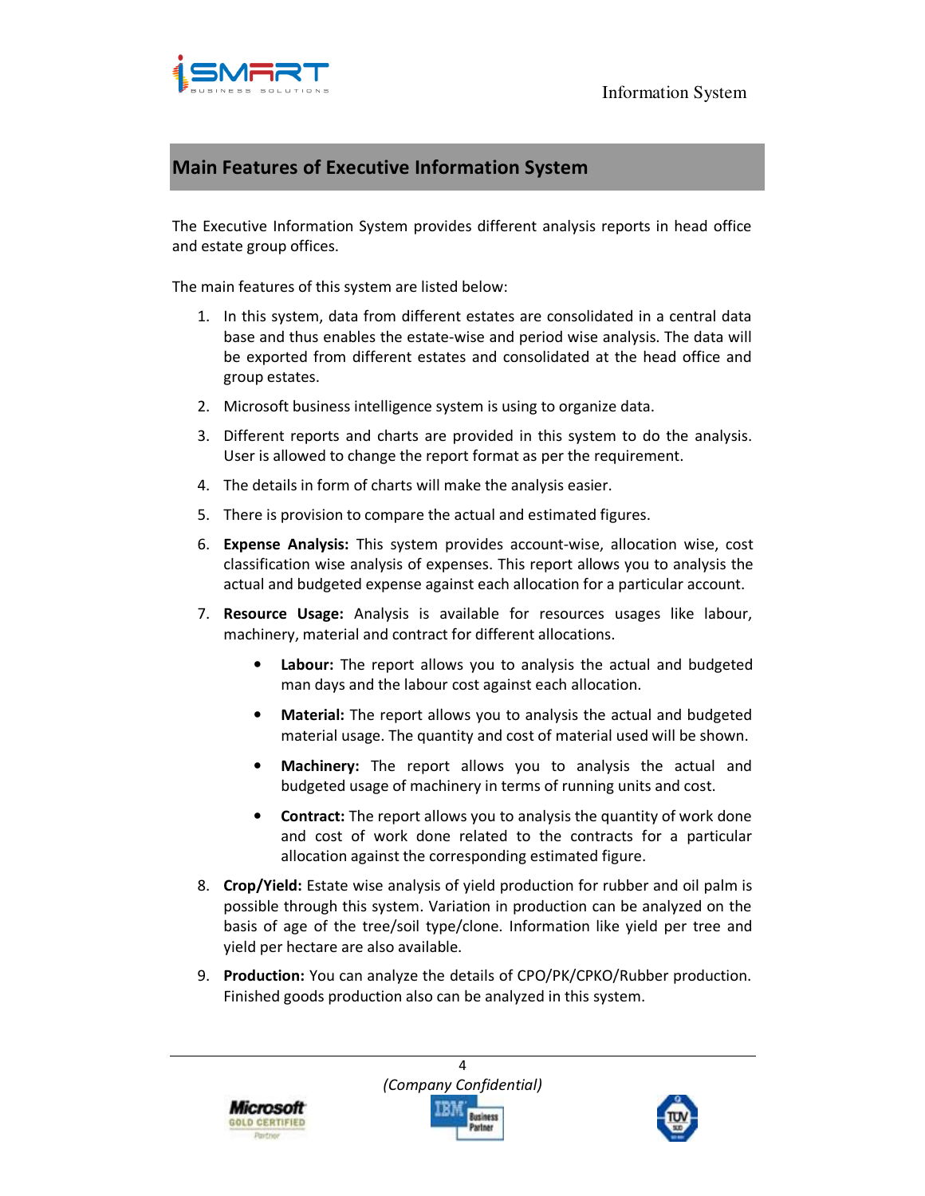## Main Features of Executive Information System

The Executive Information System provides different analysis reports in head office and estate group offices.

The main features of this system are listed below:

1. In this system, data from different estates are consolidated in a central data base and thus enables the estate-wise and period wise analysis. The data will be exported from different estates and consolidated at the head office and group estates.
2. Microsoft business intelligence system is using to organize data.
3. Different reports and charts are provided in this system to do the analysis. User is allowed to change the report format as per the requirement.
4. The details in form of charts will make the analysis easier.
5. There is provision to compare the actual and estimated figures.
6. **Expense Analysis:** This system provides account-wise, allocation wise, cost classification wise analysis of expenses. This report allows you to analysis the actual and budgeted expense against each allocation for a particular account.
7. **Resource Usage:** Analysis is available for resources usages like labour, machinery, material and contract for different allocations.
   - **Labour:** The report allows you to analysis the actual and budgeted man days and the labour cost against each allocation.
   - **Material:** The report allows you to analysis the actual and budgeted material usage. The quantity and cost of material used will be shown.
   - **Machinery:** The report allows you to analysis the actual and budgeted usage of machinery in terms of running units and cost.
   - **Contract:** The report allows you to analysis the quantity of work done and cost of work done related to the contracts for a particular allocation against the corresponding estimated figure.
8. **Crop/Yield:** Estate wise analysis of yield production for rubber and oil palm is possible through this system. Variation in production can be analyzed on the basis of age of the tree/soil type/clone. Information like yield per tree and yield per hectare are also available.
9. **Production:** You can analyze the details of CPO/PK/CPKO/Rubber production. Finished goods production also can be analyzed in this system.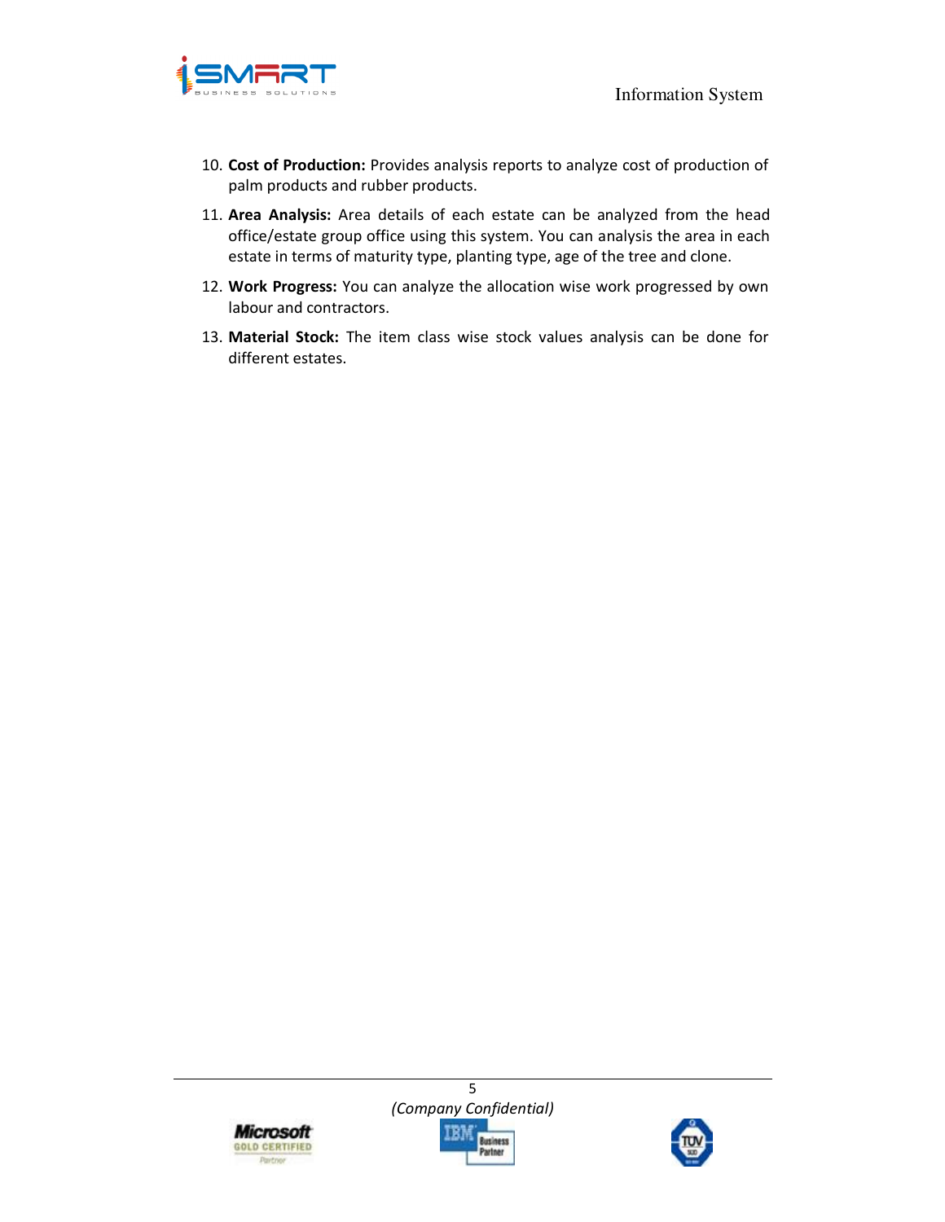10. **Cost of Production:** Provides analysis reports to analyze cost of production of palm products and rubber products.
11. **Area Analysis:** Area details of each estate can be analyzed from the head office/estate group office using this system. You can analysis the area in each estate in terms of maturity type, planting type, age of the tree and clone.
12. **Work Progress:** You can analyze the allocation wise work progressed by own labour and contractors.
13. **Material Stock:** The item class wise stock values analysis can be done for different estates.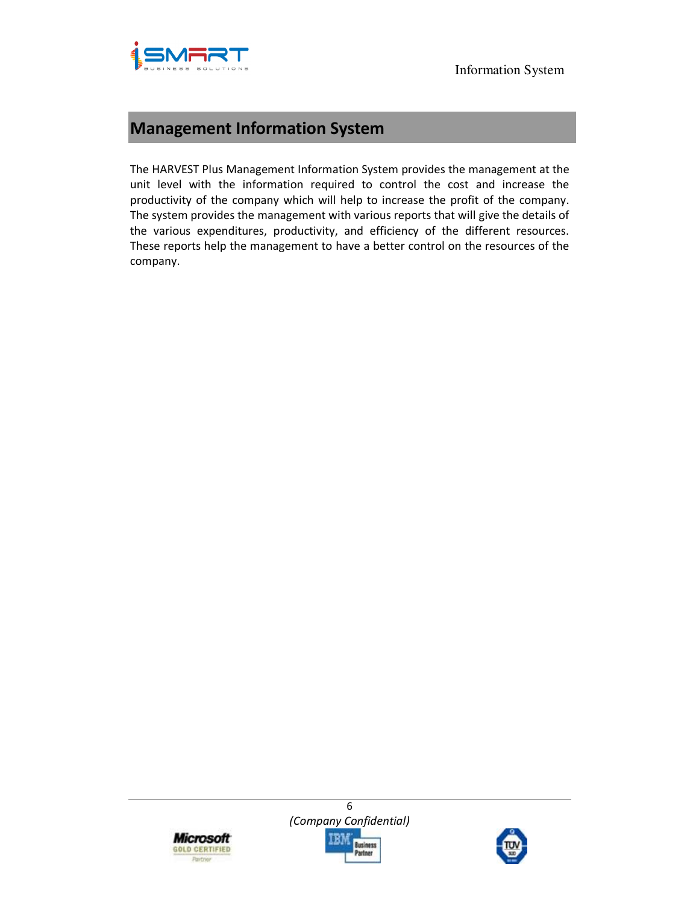## Management Information System

The HARVEST Plus Management Information System provides the management at the unit level with the information required to control the cost and increase the productivity of the company which will help to increase the profit of the company. The system provides the management with various reports that will give the details of the various expenditures, productivity, and efficiency of the different resources. These reports help the management to have a better control on the resources of the company.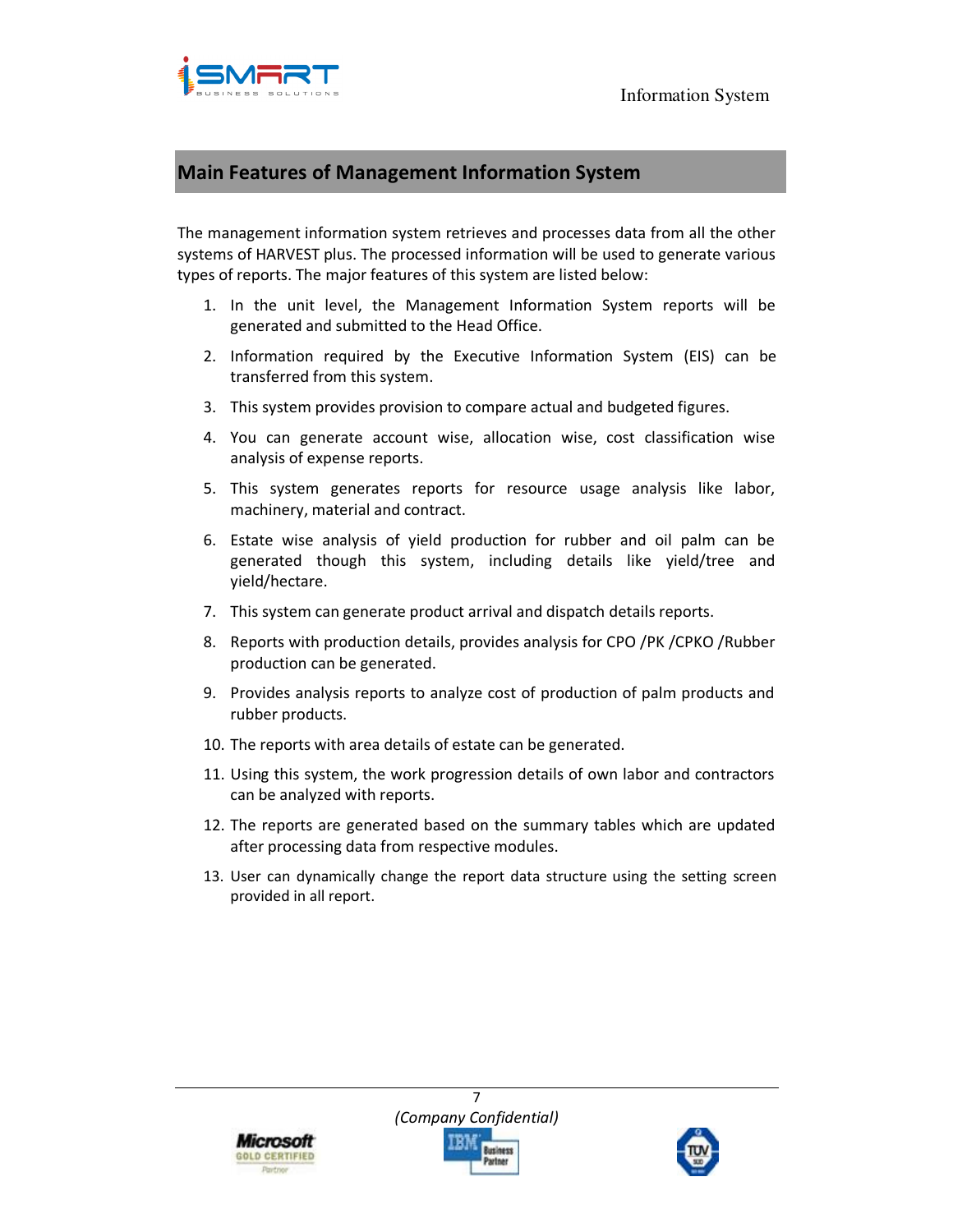## Main Features of Management Information System

The management information system retrieves and processes data from all the other systems of HARVEST plus. The processed information will be used to generate various types of reports. The major features of this system are listed below:

1. In the unit level, the Management Information System reports will be generated and submitted to the Head Office.
2. Information required by the Executive Information System (EIS) can be transferred from this system.
3. This system provides provision to compare actual and budgeted figures.
4. You can generate account wise, allocation wise, cost classification wise analysis of expense reports.
5. This system generates reports for resource usage analysis like labor, machinery, material and contract.
6. Estate wise analysis of yield production for rubber and oil palm can be generated though this system, including details like yield/tree and yield/hectare.
7. This system can generate product arrival and dispatch details reports.
8. Reports with production details, provides analysis for CPO /PK /CPKO /Rubber production can be generated.
9. Provides analysis reports to analyze cost of production of palm products and rubber products.
10. The reports with area details of estate can be generated.
11. Using this system, the work progression details of own labor and contractors can be analyzed with reports.
12. The reports are generated based on the summary tables which are updated after processing data from respective modules.
13. User can dynamically change the report data structure using the setting screen provided in all report.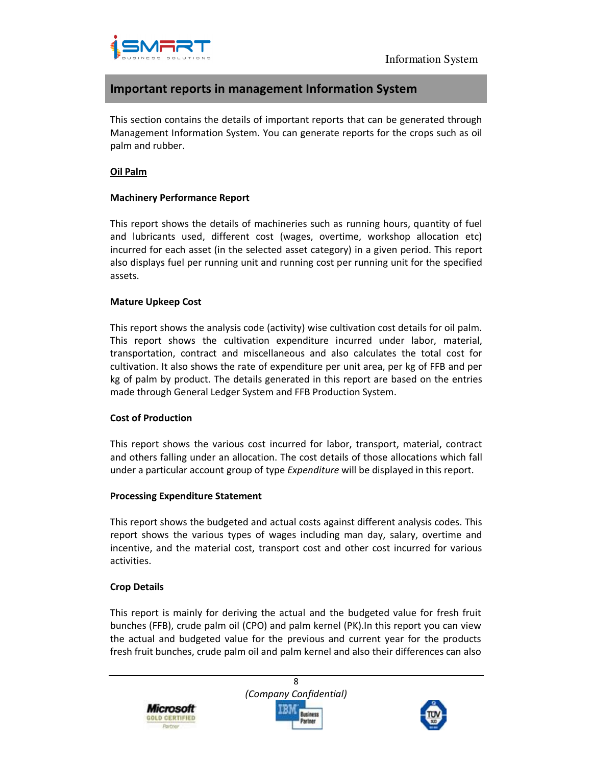## Important reports in management Information System

This section contains the details of important reports that can be generated through Management Information System. You can generate reports for the crops such as oil palm and rubber.

### Oil Palm

#### Machinery Performance Report

This report shows the details of machineries such as running hours, quantity of fuel and lubricants used, different cost (wages, overtime, workshop allocation etc) incurred for each asset (in the selected asset category) in a given period. This report also displays fuel per running unit and running cost per running unit for the specified assets.

#### Mature Upkeep Cost

This report shows the analysis code (activity) wise cultivation cost details for oil palm. This report shows the cultivation expenditure incurred under labor, material, transportation, contract and miscellaneous and also calculates the total cost for cultivation. It also shows the rate of expenditure per unit area, per kg of FFB and per kg of palm by product. The details generated in this report are based on the entries made through General Ledger System and FFB Production System.

#### Cost of Production

This report shows the various cost incurred for labor, transport, material, contract and others falling under an allocation. The cost details of those allocations which fall under a particular account group of type *Expenditure* will be displayed in this report.

#### Processing Expenditure Statement

This report shows the budgeted and actual costs against different analysis codes. This report shows the various types of wages including man day, salary, overtime and incentive, and the material cost, transport cost and other cost incurred for various activities.

#### Crop Details

This report is mainly for deriving the actual and the budgeted value for fresh fruit bunches (FFB), crude palm oil (CPO) and palm kernel (PK).In this report you can view the actual and budgeted value for the previous and current year for the products fresh fruit bunches, crude palm oil and palm kernel and also their differences can also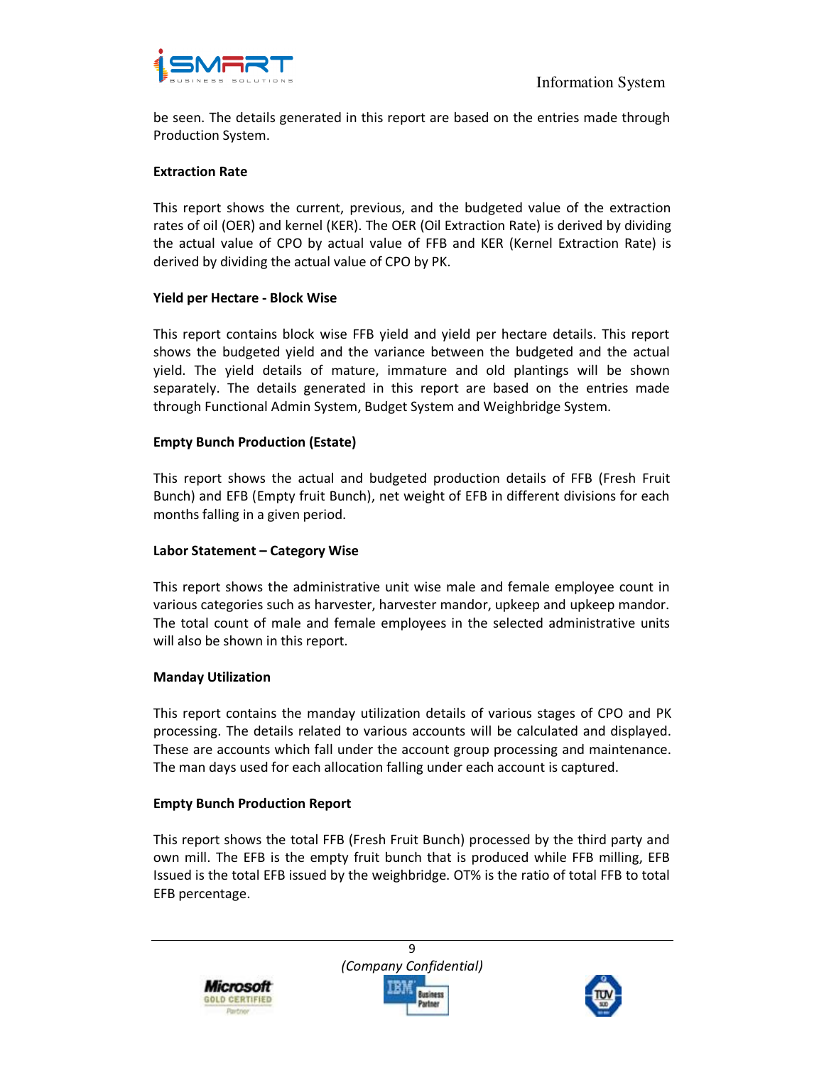be seen. The details generated in this report are based on the entries made through Production System.

**Extraction Rate**

This report shows the current, previous, and the budgeted value of the extraction rates of oil (OER) and kernel (KER). The OER (Oil Extraction Rate) is derived by dividing the actual value of CPO by actual value of FFB and KER (Kernel Extraction Rate) is derived by dividing the actual value of CPO by PK.

**Yield per Hectare - Block Wise**

This report contains block wise FFB yield and yield per hectare details. This report shows the budgeted yield and the variance between the budgeted and the actual yield. The yield details of mature, immature and old plantings will be shown separately. The details generated in this report are based on the entries made through Functional Admin System, Budget System and Weighbridge System.

**Empty Bunch Production (Estate)**

This report shows the actual and budgeted production details of FFB (Fresh Fruit Bunch) and EFB (Empty fruit Bunch), net weight of EFB in different divisions for each months falling in a given period.

**Labor Statement – Category Wise**

This report shows the administrative unit wise male and female employee count in various categories such as harvester, harvester mandor, upkeep and upkeep mandor. The total count of male and female employees in the selected administrative units will also be shown in this report.

**Manday Utilization**

This report contains the manday utilization details of various stages of CPO and PK processing. The details related to various accounts will be calculated and displayed. These are accounts which fall under the account group processing and maintenance. The man days used for each allocation falling under each account is captured.

**Empty Bunch Production Report**

This report shows the total FFB (Fresh Fruit Bunch) processed by the third party and own mill. The EFB is the empty fruit bunch that is produced while FFB milling, EFB Issued is the total EFB issued by the weighbridge. OT% is the ratio of total FFB to total EFB percentage.

*(Company Confidential)*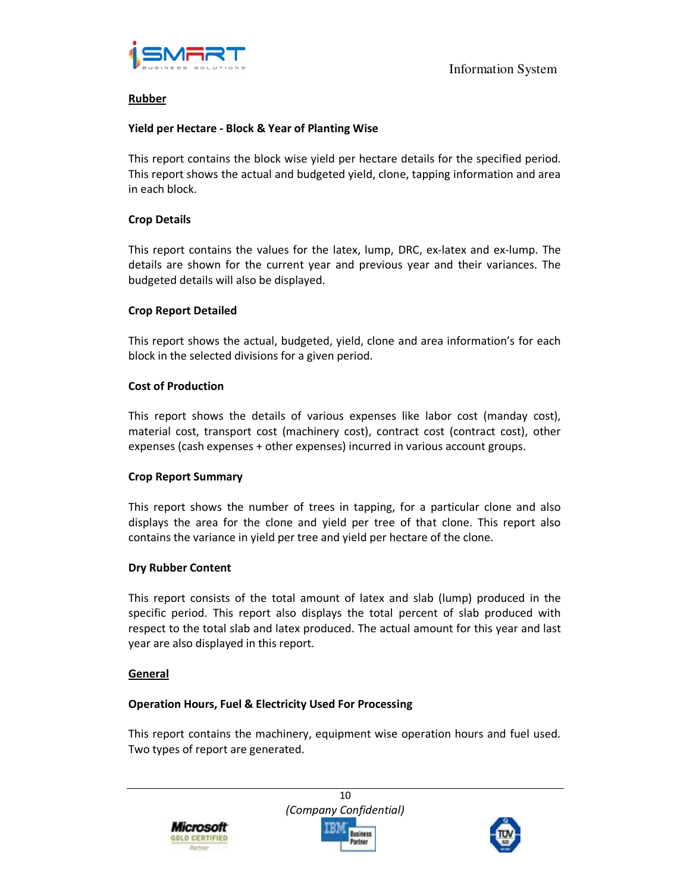## Rubber

### Yield per Hectare - Block & Year of Planting Wise

This report contains the block wise yield per hectare details for the specified period. This report shows the actual and budgeted yield, clone, tapping information and area in each block.

### Crop Details

This report contains the values for the latex, lump, DRC, ex-latex and ex-lump. The details are shown for the current year and previous year and their variances. The budgeted details will also be displayed.

### Crop Report Detailed

This report shows the actual, budgeted, yield, clone and area information's for each block in the selected divisions for a given period.

### Cost of Production

This report shows the details of various expenses like labor cost (manday cost), material cost, transport cost (machinery cost), contract cost (contract cost), other expenses (cash expenses + other expenses) incurred in various account groups.

### Crop Report Summary

This report shows the number of trees in tapping, for a particular clone and also displays the area for the clone and yield per tree of that clone. This report also contains the variance in yield per tree and yield per hectare of the clone.

### Dry Rubber Content

This report consists of the total amount of latex and slab (lump) produced in the specific period. This report also displays the total percent of slab produced with respect to the total slab and latex produced. The actual amount for this year and last year are also displayed in this report.

## General

### Operation Hours, Fuel & Electricity Used For Processing

This report contains the machinery, equipment wise operation hours and fuel used. Two types of report are generated.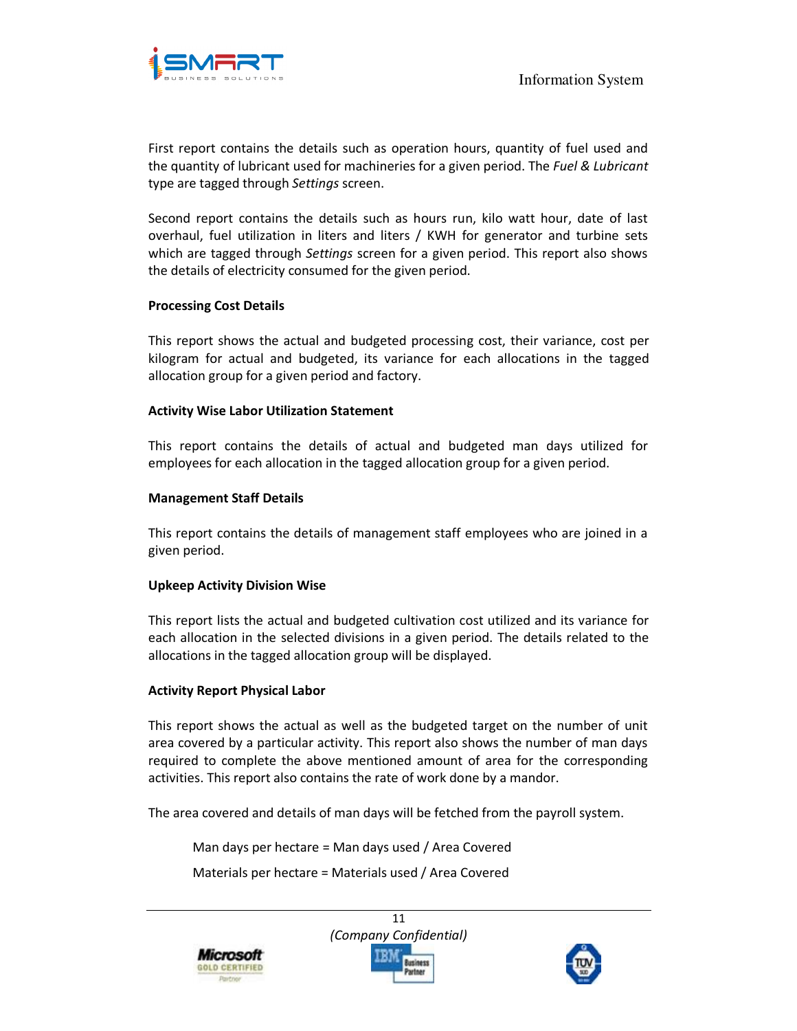First report contains the details such as operation hours, quantity of fuel used and the quantity of lubricant used for machineries for a given period. The *Fuel & Lubricant* type are tagged through *Settings* screen.

Second report contains the details such as hours run, kilo watt hour, date of last overhaul, fuel utilization in liters and liters / KWH for generator and turbine sets which are tagged through *Settings* screen for a given period. This report also shows the details of electricity consumed for the given period.

**Processing Cost Details**

This report shows the actual and budgeted processing cost, their variance, cost per kilogram for actual and budgeted, its variance for each allocations in the tagged allocation group for a given period and factory.

**Activity Wise Labor Utilization Statement**

This report contains the details of actual and budgeted man days utilized for employees for each allocation in the tagged allocation group for a given period.

**Management Staff Details**

This report contains the details of management staff employees who are joined in a given period.

**Upkeep Activity Division Wise**

This report lists the actual and budgeted cultivation cost utilized and its variance for each allocation in the selected divisions in a given period. The details related to the allocations in the tagged allocation group will be displayed.

**Activity Report Physical Labor**

This report shows the actual as well as the budgeted target on the number of unit area covered by a particular activity. This report also shows the number of man days required to complete the above mentioned amount of area for the corresponding activities. This report also contains the rate of work done by a mandor.

The area covered and details of man days will be fetched from the payroll system.

Man days per hectare = Man days used / Area Covered

Materials per hectare = Materials used / Area Covered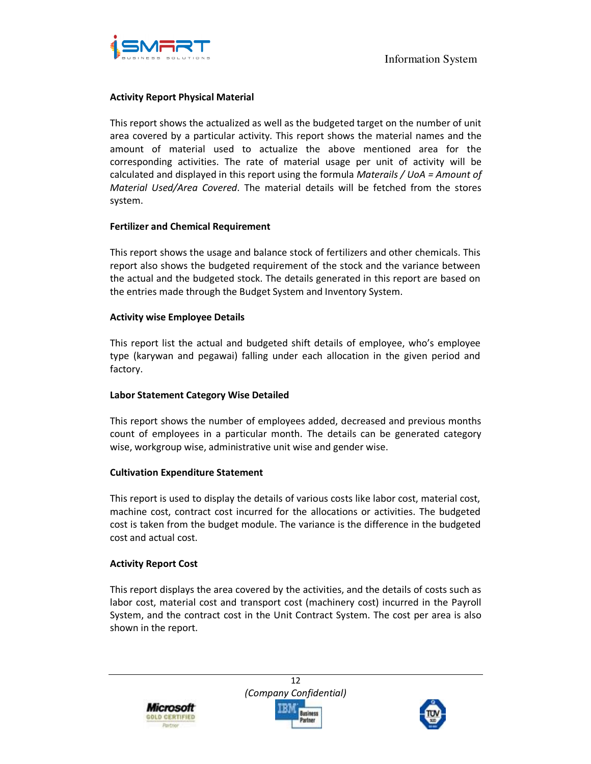### Activity Report Physical Material

This report shows the actualized as well as the budgeted target on the number of unit area covered by a particular activity. This report shows the material names and the amount of material used to actualize the above mentioned area for the corresponding activities. The rate of material usage per unit of activity will be calculated and displayed in this report using the formula *Materails / UoA = Amount of Material Used/Area Covered*. The material details will be fetched from the stores system.

### Fertilizer and Chemical Requirement

This report shows the usage and balance stock of fertilizers and other chemicals. This report also shows the budgeted requirement of the stock and the variance between the actual and the budgeted stock. The details generated in this report are based on the entries made through the Budget System and Inventory System.

### Activity wise Employee Details

This report list the actual and budgeted shift details of employee, who's employee type (karywan and pegawai) falling under each allocation in the given period and factory.

### Labor Statement Category Wise Detailed

This report shows the number of employees added, decreased and previous months count of employees in a particular month. The details can be generated category wise, workgroup wise, administrative unit wise and gender wise.

### Cultivation Expenditure Statement

This report is used to display the details of various costs like labor cost, material cost, machine cost, contract cost incurred for the allocations or activities. The budgeted cost is taken from the budget module. The variance is the difference in the budgeted cost and actual cost.

### Activity Report Cost

This report displays the area covered by the activities, and the details of costs such as labor cost, material cost and transport cost (machinery cost) incurred in the Payroll System, and the contract cost in the Unit Contract System. The cost per area is also shown in the report.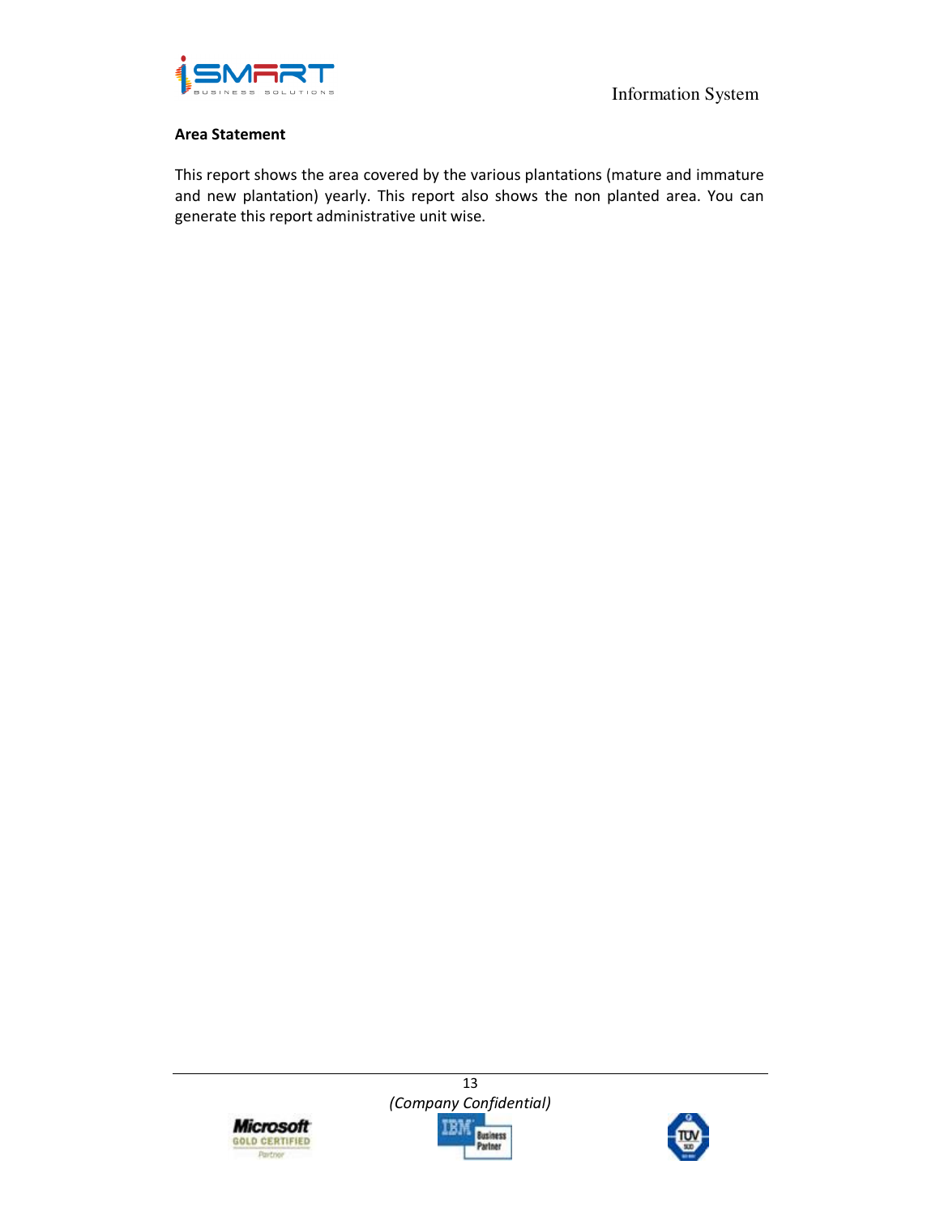**Area Statement**

This report shows the area covered by the various plantations (mature and immature and new plantation) yearly. This report also shows the non planted area. You can generate this report administrative unit wise.